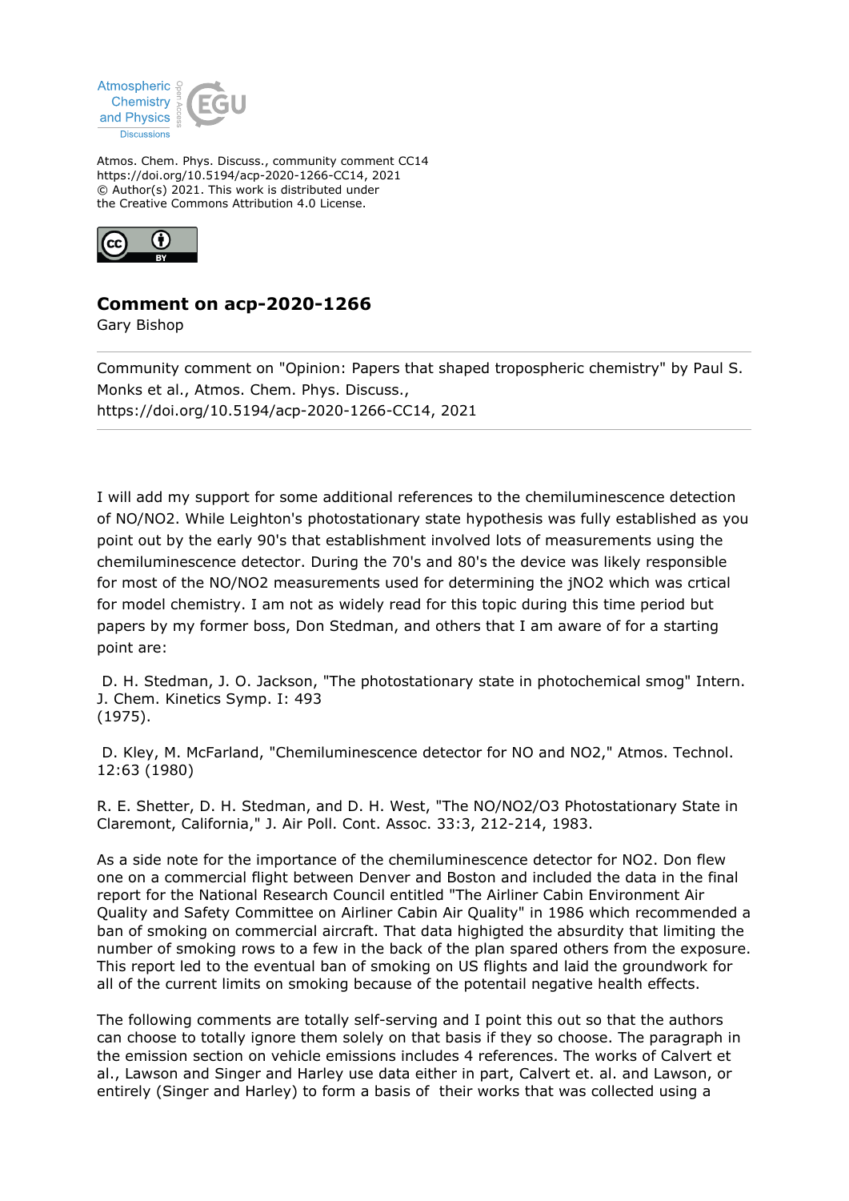Atmos. Chem. Phys. Discuss., community comment CC14
https://doi.org/10.5194/acp-2020-1266-CC14, 2021
© Author(s) 2021. This work is distributed under
the Creative Commons Attribution 4.0 License.

# Comment on acp-2020-1266

Gary Bishop

Community comment on "Opinion: Papers that shaped tropospheric chemistry" by Paul S. Monks et al., Atmos. Chem. Phys. Discuss., https://doi.org/10.5194/acp-2020-1266-CC14, 2021

I will add my support for some additional references to the chemiluminescence detection of NO/NO2. While Leighton's photostationary state hypothesis was fully established as you point out by the early 90's that establishment involved lots of measurements using the chemiluminescence detector. During the 70's and 80's the device was likely responsible for most of the NO/NO2 measurements used for determining the jNO2 which was crtical for model chemistry. I am not as widely read for this topic during this time period but papers by my former boss, Don Stedman, and others that I am aware of for a starting point are:

D. H. Stedman, J. O. Jackson, "The photostationary state in photochemical smog" Intern. J. Chem. Kinetics Symp. I: 493 (1975).

D. Kley, M. McFarland, "Chemiluminescence detector for NO and NO2," Atmos. Technol. 12:63 (1980)

R. E. Shetter, D. H. Stedman, and D. H. West, "The NO/NO2/O3 Photostationary State in Claremont, California," J. Air Poll. Cont. Assoc. 33:3, 212-214, 1983.

As a side note for the importance of the chemiluminescence detector for NO2. Don flew one on a commercial flight between Denver and Boston and included the data in the final report for the National Research Council entitled "The Airliner Cabin Environment Air Quality and Safety Committee on Airliner Cabin Air Quality" in 1986 which recommended a ban of smoking on commercial aircraft. That data highigted the absurdity that limiting the number of smoking rows to a few in the back of the plan spared others from the exposure. This report led to the eventual ban of smoking on US flights and laid the groundwork for all of the current limits on smoking because of the potentail negative health effects.

The following comments are totally self-serving and I point this out so that the authors can choose to totally ignore them solely on that basis if they so choose. The paragraph in the emission section on vehicle emissions includes 4 references. The works of Calvert et al., Lawson and Singer and Harley use data either in part, Calvert et. al. and Lawson, or entirely (Singer and Harley) to form a basis of their works that was collected using a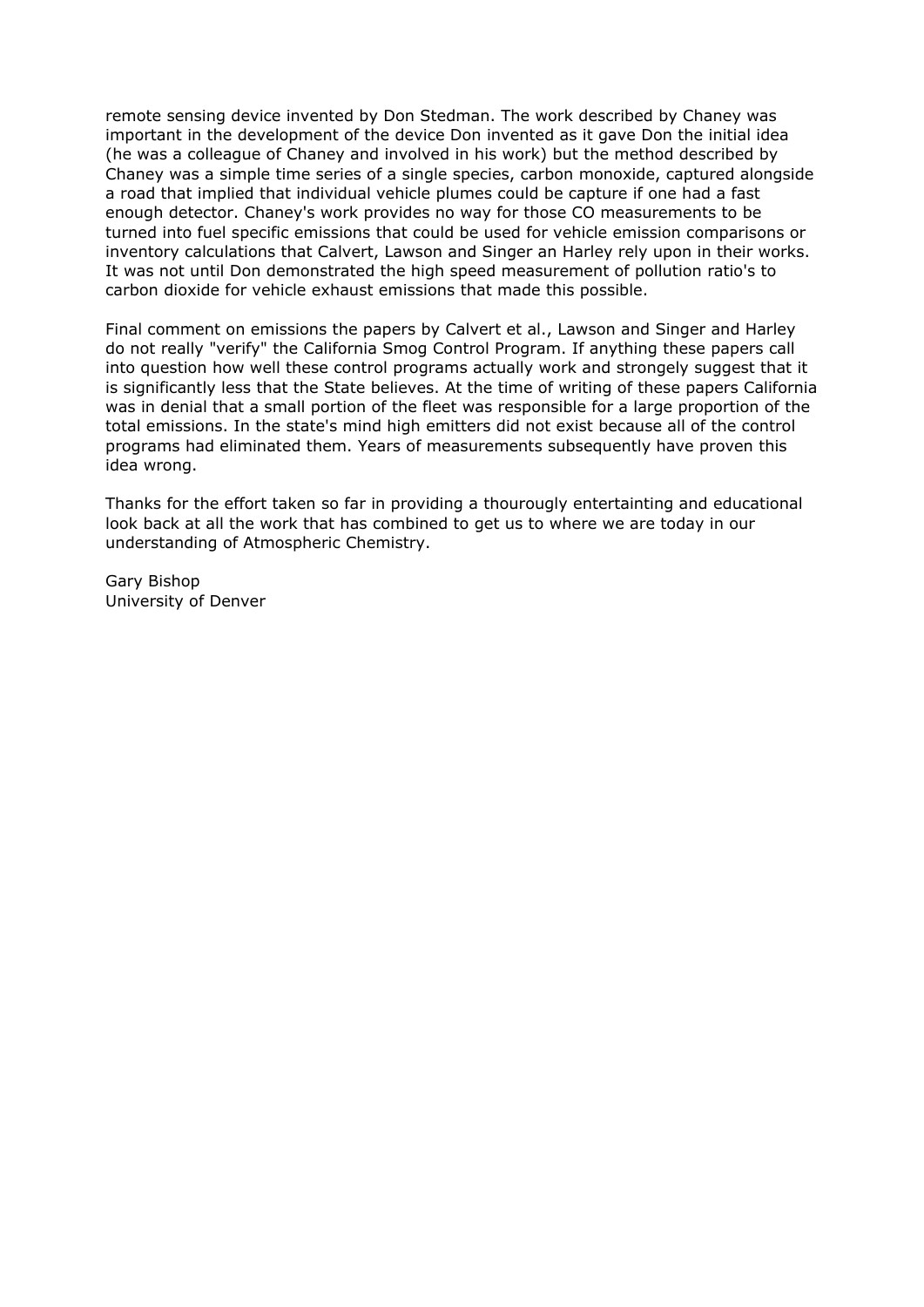remote sensing device invented by Don Stedman. The work described by Chaney was important in the development of the device Don invented as it gave Don the initial idea (he was a colleague of Chaney and involved in his work) but the method described by Chaney was a simple time series of a single species, carbon monoxide, captured alongside a road that implied that individual vehicle plumes could be capture if one had a fast enough detector. Chaney's work provides no way for those CO measurements to be turned into fuel specific emissions that could be used for vehicle emission comparisons or inventory calculations that Calvert, Lawson and Singer an Harley rely upon in their works. It was not until Don demonstrated the high speed measurement of pollution ratio's to carbon dioxide for vehicle exhaust emissions that made this possible.

Final comment on emissions the papers by Calvert et al., Lawson and Singer and Harley do not really "verify" the California Smog Control Program. If anything these papers call into question how well these control programs actually work and strongely suggest that it is significantly less that the State believes. At the time of writing of these papers California was in denial that a small portion of the fleet was responsible for a large proportion of the total emissions. In the state's mind high emitters did not exist because all of the control programs had eliminated them. Years of measurements subsequently have proven this idea wrong.

Thanks for the effort taken so far in providing a thourougly entertainting and educational look back at all the work that has combined to get us to where we are today in our understanding of Atmospheric Chemistry.

Gary Bishop
University of Denver